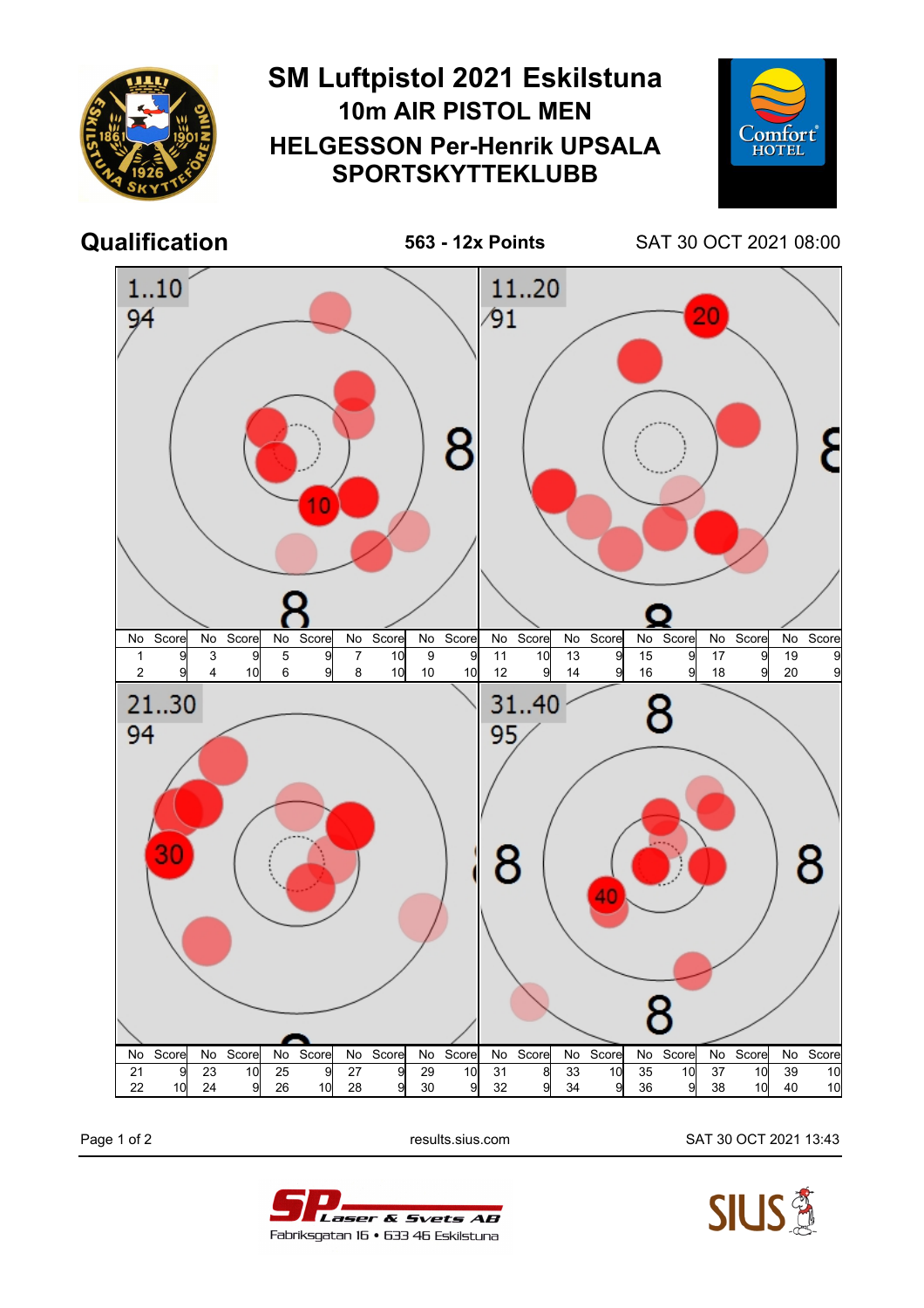# SM Luftpistol 2021 Eskilstuna

## 10m AIR PISTOL MEN

## HELGESSON Per-Henrik UPSALA SPORTSKYTTEKLUBB

**Qualification** **563 - 12x Points** SAT 30 OCT 2021 08:00

### 1..10 — 94

| No | Score | No | Score | No | Score | No | Score | No | Score |
|---|---|---|---|---|---|---|---|---|---|
| 1 | 9 | 3 | 9 | 5 | 9 | 7 | 10 | 9 | 9 |
| 2 | 9 | 4 | 10 | 6 | 9 | 8 | 10 | 10 | 10 |

### 11..20 — 91

| No | Score | No | Score | No | Score | No | Score | No | Score |
|---|---|---|---|---|---|---|---|---|---|
| 11 | 10 | 13 | 9 | 15 | 9 | 17 | 9 | 19 | 9 |
| 12 | 9 | 14 | 9 | 16 | 9 | 18 | 9 | 20 | 9 |

### 21..30 — 94

| No | Score | No | Score | No | Score | No | Score | No | Score |
|---|---|---|---|---|---|---|---|---|---|
| 21 | 9 | 23 | 10 | 25 | 9 | 27 | 9 | 29 | 10 |
| 22 | 10 | 24 | 9 | 26 | 10 | 28 | 9 | 30 | 9 |

### 31..40 — 95

| No | Score | No | Score | No | Score | No | Score | No | Score |
|---|---|---|---|---|---|---|---|---|---|
| 31 | 8 | 33 | 10 | 35 | 10 | 37 | 10 | 39 | 10 |
| 32 | 9 | 34 | 9 | 36 | 9 | 38 | 10 | 40 | 10 |

SAT 30 OCT 2021 13:43

results.sius.com

SP Laser & Svets AB
Fabriksgatan 16 • 633 46 Eskilstuna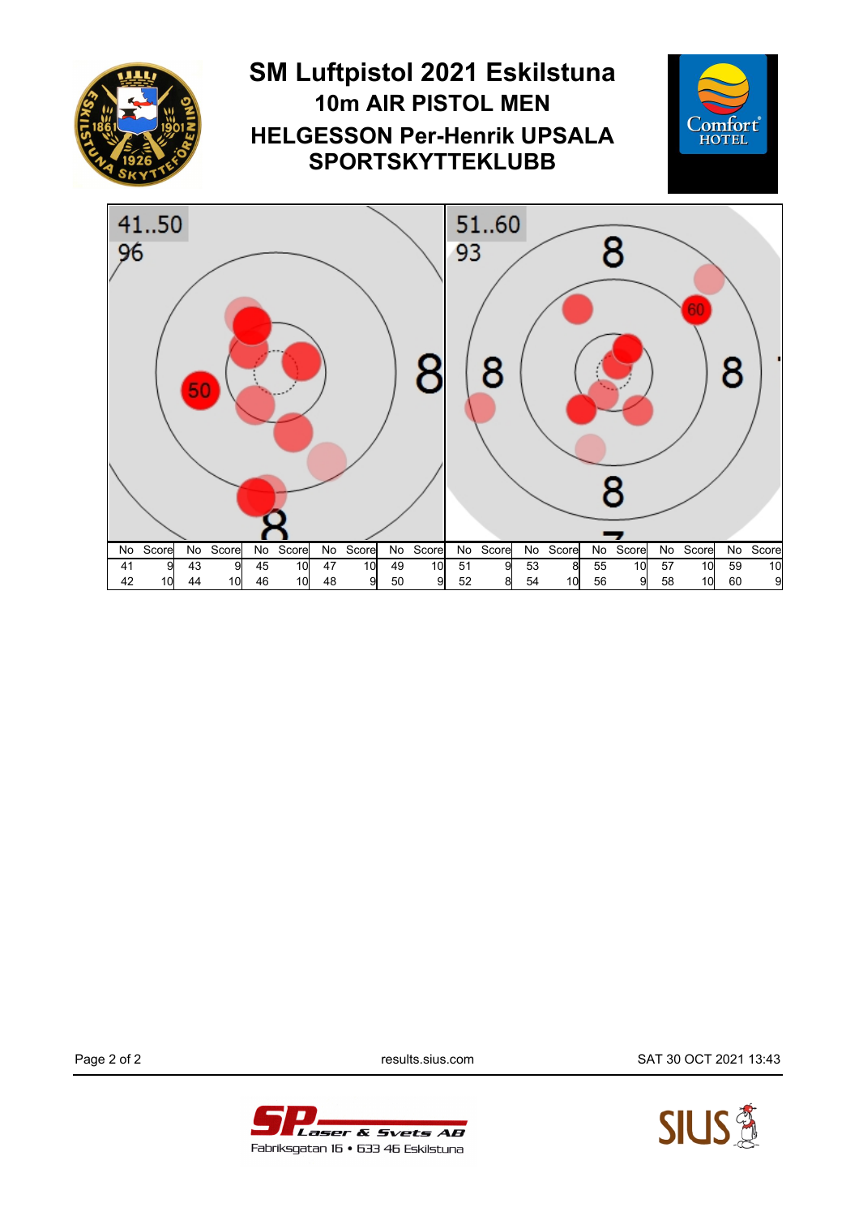# SM Luftpistol 2021 Eskilstuna

## 10m AIR PISTOL MEN

## HELGESSON Per-Henrik UPSALA SPORTSKYTTEKLUBB

41..50
96

50

8

8

51..60
93

8

8

8

8

60

| No | Score | No | Score | No | Score | No | Score | No | Score | No | Score | No | Score | No | Score | No | Score | No | Score |
|---|---|---|---|---|---|---|---|---|---|---|---|---|---|---|---|---|---|---|---|
| 41 | 9 | 43 | 9 | 45 | 10 | 47 | 10 | 49 | 10 | 51 | 9 | 53 | 8 | 55 | 10 | 57 | 10 | 59 | 10 |
| 42 | 10 | 44 | 10 | 46 | 10 | 48 | 9 | 50 | 9 | 52 | 8 | 54 | 10 | 56 | 9 | 58 | 10 | 60 | 9 |

results.sius.com

SAT 30 OCT 2021 13:43

SP Laser & Svets AB
Fabriksgatan 16 • 633 46 Eskilstuna